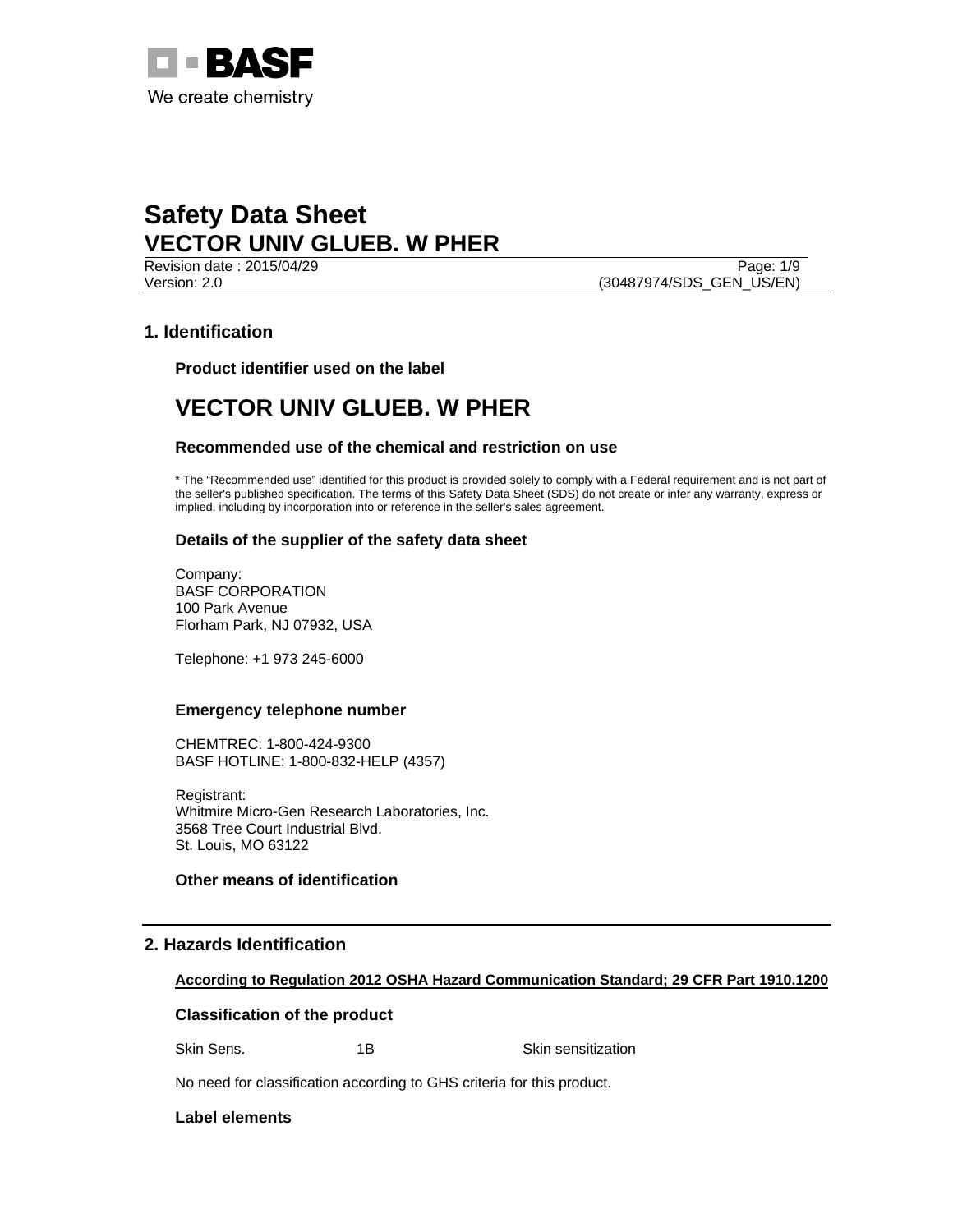BASF

We create chemistry

# Safety Data Sheet
# VECTOR UNIV GLUEB. W PHER

Revision date : 2015/04/29
Version: 2.0 (30487974/SDS_GEN_US/EN)

## 1. Identification

### Product identifier used on the label

## VECTOR UNIV GLUEB. W PHER

### Recommended use of the chemical and restriction on use

* The "Recommended use" identified for this product is provided solely to comply with a Federal requirement and is not part of the seller's published specification. The terms of this Safety Data Sheet (SDS) do not create or infer any warranty, express or implied, including by incorporation into or reference in the seller's sales agreement.

### Details of the supplier of the safety data sheet

Company:
BASF CORPORATION
100 Park Avenue
Florham Park, NJ 07932, USA

Telephone: +1 973 245-6000

### Emergency telephone number

CHEMTREC: 1-800-424-9300
BASF HOTLINE: 1-800-832-HELP (4357)

Registrant:
Whitmire Micro-Gen Research Laboratories, Inc.
3568 Tree Court Industrial Blvd.
St. Louis, MO 63122

### Other means of identification

## 2. Hazards Identification

**According to Regulation 2012 OSHA Hazard Communication Standard; 29 CFR Part 1910.1200**

### Classification of the product

| | | |
|---|---|---|
| Skin Sens. | 1B | Skin sensitization |

No need for classification according to GHS criteria for this product.

### Label elements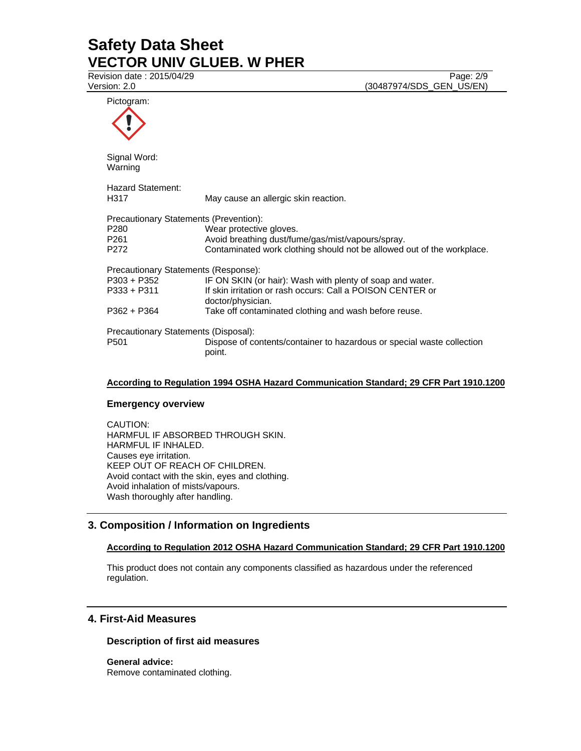Pictogram:

Signal Word:
Warning

Hazard Statement:

| | |
|---|---|
| H317 | May cause an allergic skin reaction. |

Precautionary Statements (Prevention):

| | |
|---|---|
| P280 | Wear protective gloves. |
| P261 | Avoid breathing dust/fume/gas/mist/vapours/spray. |
| P272 | Contaminated work clothing should not be allowed out of the workplace. |

Precautionary Statements (Response):

| | |
|---|---|
| P303 + P352 | IF ON SKIN (or hair): Wash with plenty of soap and water. |
| P333 + P311 | If skin irritation or rash occurs: Call a POISON CENTER or doctor/physician. |
| P362 + P364 | Take off contaminated clothing and wash before reuse. |

Precautionary Statements (Disposal):

| | |
|---|---|
| P501 | Dispose of contents/container to hazardous or special waste collection point. |

**According to Regulation 1994 OSHA Hazard Communication Standard; 29 CFR Part 1910.1200**

### Emergency overview

CAUTION:
HARMFUL IF ABSORBED THROUGH SKIN.
HARMFUL IF INHALED.
Causes eye irritation.
KEEP OUT OF REACH OF CHILDREN.
Avoid contact with the skin, eyes and clothing.
Avoid inhalation of mists/vapours.
Wash thoroughly after handling.

## 3. Composition / Information on Ingredients

**According to Regulation 2012 OSHA Hazard Communication Standard; 29 CFR Part 1910.1200**

This product does not contain any components classified as hazardous under the referenced regulation.

## 4. First-Aid Measures

### Description of first aid measures

**General advice:**
Remove contaminated clothing.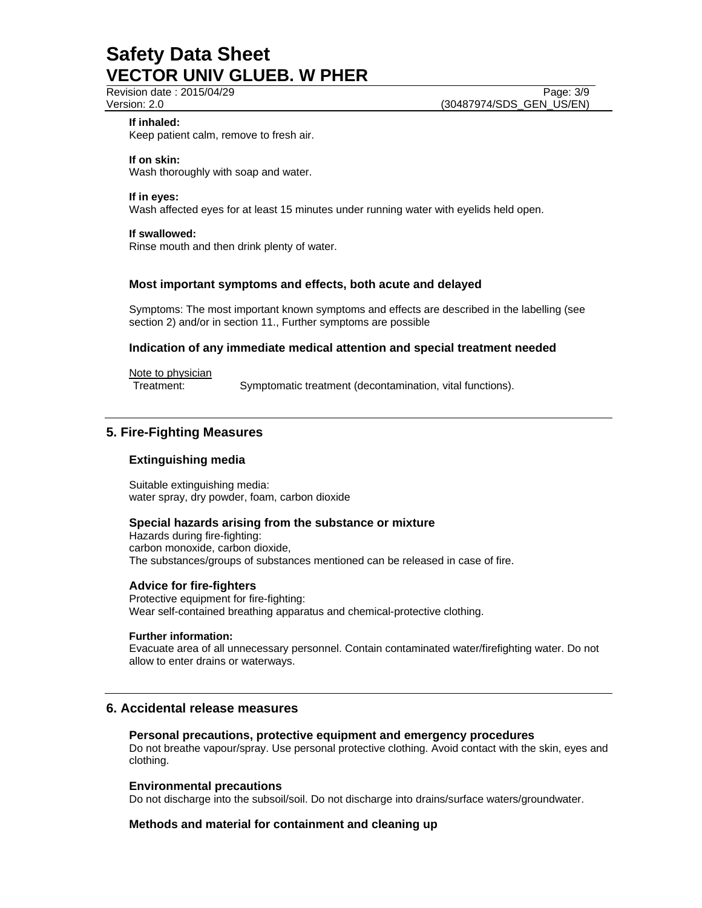**If inhaled:**
Keep patient calm, remove to fresh air.

**If on skin:**
Wash thoroughly with soap and water.

**If in eyes:**
Wash affected eyes for at least 15 minutes under running water with eyelids held open.

**If swallowed:**
Rinse mouth and then drink plenty of water.

### Most important symptoms and effects, both acute and delayed

Symptoms: The most important known symptoms and effects are described in the labelling (see section 2) and/or in section 11., Further symptoms are possible

### Indication of any immediate medical attention and special treatment needed

Note to physician
Treatment: Symptomatic treatment (decontamination, vital functions).

## 5. Fire-Fighting Measures

### Extinguishing media

Suitable extinguishing media:
water spray, dry powder, foam, carbon dioxide

### Special hazards arising from the substance or mixture

Hazards during fire-fighting:
carbon monoxide, carbon dioxide,
The substances/groups of substances mentioned can be released in case of fire.

### Advice for fire-fighters

Protective equipment for fire-fighting:
Wear self-contained breathing apparatus and chemical-protective clothing.

**Further information:**
Evacuate area of all unnecessary personnel. Contain contaminated water/firefighting water. Do not allow to enter drains or waterways.

## 6. Accidental release measures

### Personal precautions, protective equipment and emergency procedures

Do not breathe vapour/spray. Use personal protective clothing. Avoid contact with the skin, eyes and clothing.

### Environmental precautions

Do not discharge into the subsoil/soil. Do not discharge into drains/surface waters/groundwater.

### Methods and material for containment and cleaning up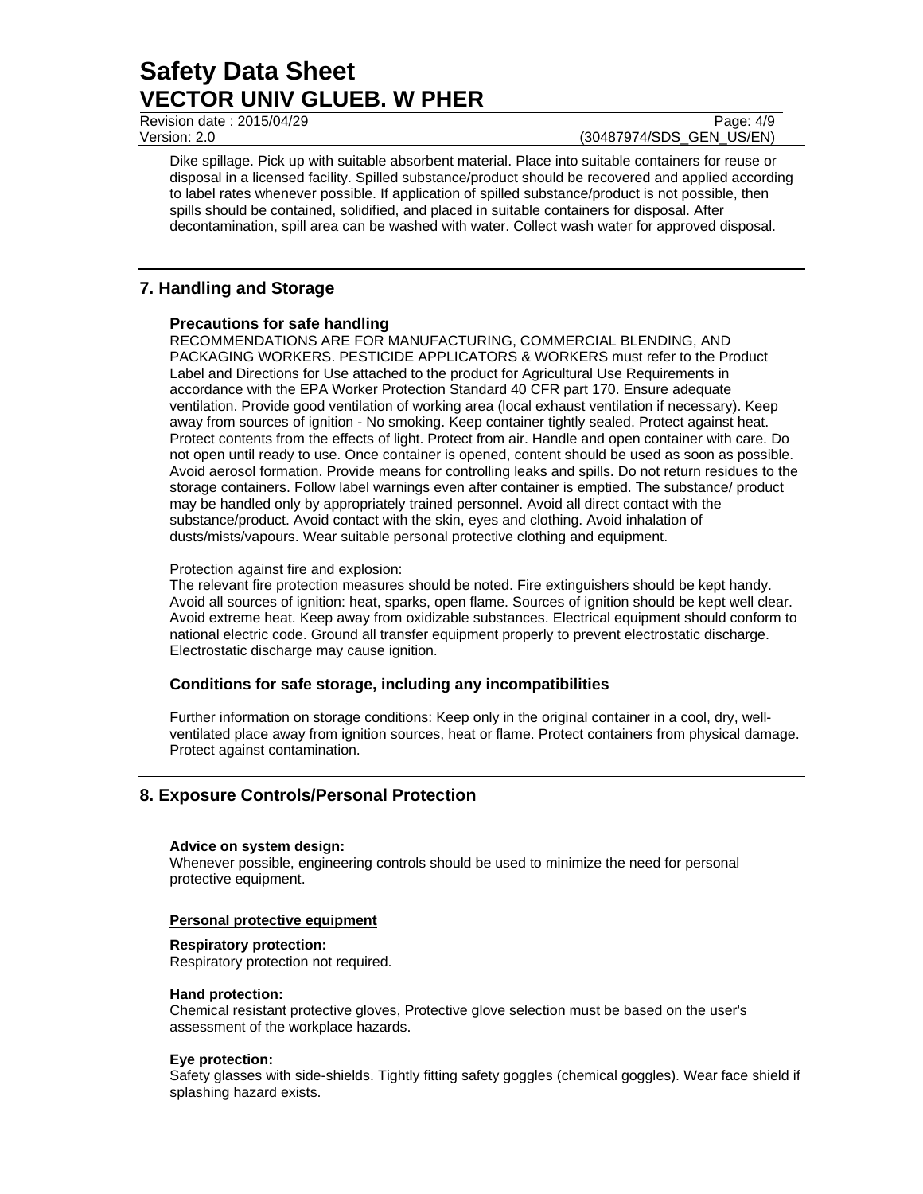Dike spillage. Pick up with suitable absorbent material. Place into suitable containers for reuse or disposal in a licensed facility. Spilled substance/product should be recovered and applied according to label rates whenever possible. If application of spilled substance/product is not possible, then spills should be contained, solidified, and placed in suitable containers for disposal. After decontamination, spill area can be washed with water. Collect wash water for approved disposal.

## 7. Handling and Storage

### Precautions for safe handling

RECOMMENDATIONS ARE FOR MANUFACTURING, COMMERCIAL BLENDING, AND PACKAGING WORKERS. PESTICIDE APPLICATORS & WORKERS must refer to the Product Label and Directions for Use attached to the product for Agricultural Use Requirements in accordance with the EPA Worker Protection Standard 40 CFR part 170. Ensure adequate ventilation. Provide good ventilation of working area (local exhaust ventilation if necessary). Keep away from sources of ignition - No smoking. Keep container tightly sealed. Protect against heat. Protect contents from the effects of light. Protect from air. Handle and open container with care. Do not open until ready to use. Once container is opened, content should be used as soon as possible. Avoid aerosol formation. Provide means for controlling leaks and spills. Do not return residues to the storage containers. Follow label warnings even after container is emptied. The substance/ product may be handled only by appropriately trained personnel. Avoid all direct contact with the substance/product. Avoid contact with the skin, eyes and clothing. Avoid inhalation of dusts/mists/vapours. Wear suitable personal protective clothing and equipment.

Protection against fire and explosion:
The relevant fire protection measures should be noted. Fire extinguishers should be kept handy. Avoid all sources of ignition: heat, sparks, open flame. Sources of ignition should be kept well clear. Avoid extreme heat. Keep away from oxidizable substances. Electrical equipment should conform to national electric code. Ground all transfer equipment properly to prevent electrostatic discharge. Electrostatic discharge may cause ignition.

### Conditions for safe storage, including any incompatibilities

Further information on storage conditions: Keep only in the original container in a cool, dry, well-ventilated place away from ignition sources, heat or flame. Protect containers from physical damage. Protect against contamination.

## 8. Exposure Controls/Personal Protection

**Advice on system design:**
Whenever possible, engineering controls should be used to minimize the need for personal protective equipment.

**Personal protective equipment**

**Respiratory protection:**
Respiratory protection not required.

**Hand protection:**
Chemical resistant protective gloves, Protective glove selection must be based on the user's assessment of the workplace hazards.

**Eye protection:**
Safety glasses with side-shields. Tightly fitting safety goggles (chemical goggles). Wear face shield if splashing hazard exists.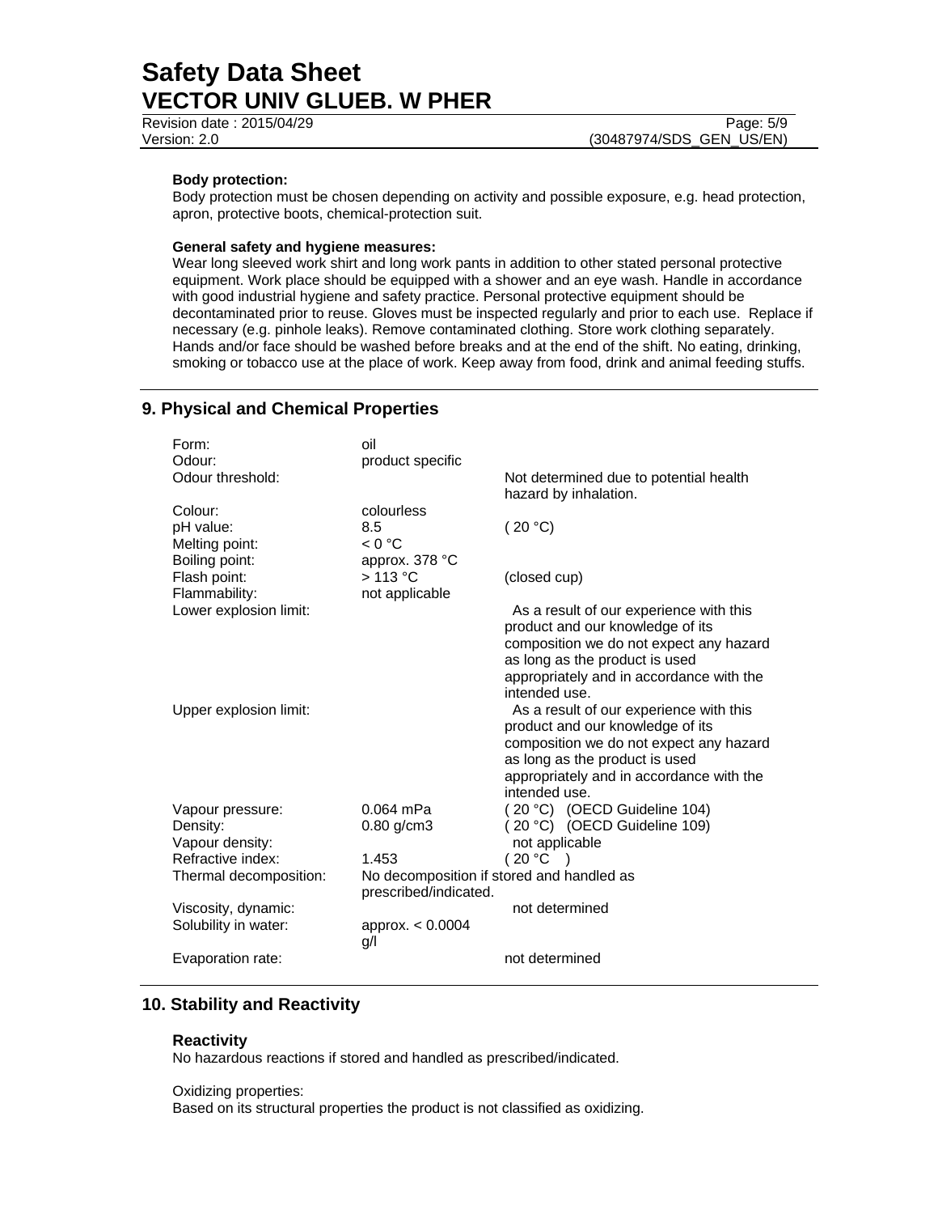**Body protection:**
Body protection must be chosen depending on activity and possible exposure, e.g. head protection, apron, protective boots, chemical-protection suit.

**General safety and hygiene measures:**
Wear long sleeved work shirt and long work pants in addition to other stated personal protective equipment. Work place should be equipped with a shower and an eye wash. Handle in accordance with good industrial hygiene and safety practice. Personal protective equipment should be decontaminated prior to reuse. Gloves must be inspected regularly and prior to each use. Replace if necessary (e.g. pinhole leaks). Remove contaminated clothing. Store work clothing separately. Hands and/or face should be washed before breaks and at the end of the shift. No eating, drinking, smoking or tobacco use at the place of work. Keep away from food, drink and animal feeding stuffs.

## 9. Physical and Chemical Properties

| | | |
|---|---|---|
| Form: | oil | |
| Odour: | product specific | |
| Odour threshold: | | Not determined due to potential health hazard by inhalation. |
| Colour: | colourless | |
| pH value: | 8.5 | ( 20 °C) |
| Melting point: | < 0 °C | |
| Boiling point: | approx. 378 °C | |
| Flash point: | > 113 °C | (closed cup) |
| Flammability: | not applicable | |
| Lower explosion limit: | | As a result of our experience with this product and our knowledge of its composition we do not expect any hazard as long as the product is used appropriately and in accordance with the intended use. |
| Upper explosion limit: | | As a result of our experience with this product and our knowledge of its composition we do not expect any hazard as long as the product is used appropriately and in accordance with the intended use. |
| Vapour pressure: | 0.064 mPa | ( 20 °C) (OECD Guideline 104) |
| Density: | 0.80 g/cm3 | ( 20 °C) (OECD Guideline 109) |
| Vapour density: | | not applicable |
| Refractive index: | 1.453 | ( 20 °C ) |
| Thermal decomposition: | No decomposition if stored and handled as prescribed/indicated. | |
| Viscosity, dynamic: | | not determined |
| Solubility in water: | approx. < 0.0004 g/l | |
| Evaporation rate: | | not determined |

## 10. Stability and Reactivity

### Reactivity

No hazardous reactions if stored and handled as prescribed/indicated.

Oxidizing properties:
Based on its structural properties the product is not classified as oxidizing.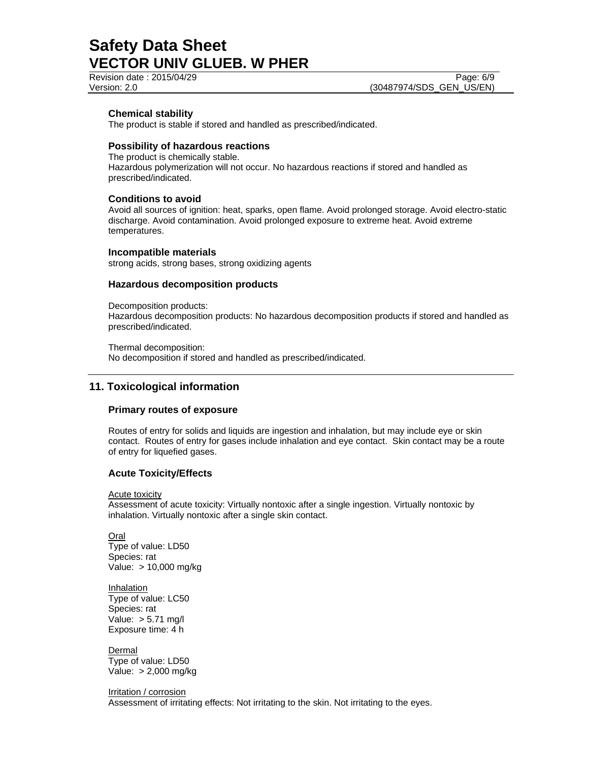### Chemical stability

The product is stable if stored and handled as prescribed/indicated.

### Possibility of hazardous reactions

The product is chemically stable.
Hazardous polymerization will not occur. No hazardous reactions if stored and handled as prescribed/indicated.

### Conditions to avoid

Avoid all sources of ignition: heat, sparks, open flame. Avoid prolonged storage. Avoid electro-static discharge. Avoid contamination. Avoid prolonged exposure to extreme heat. Avoid extreme temperatures.

### Incompatible materials

strong acids, strong bases, strong oxidizing agents

### Hazardous decomposition products

Decomposition products:
Hazardous decomposition products: No hazardous decomposition products if stored and handled as prescribed/indicated.

Thermal decomposition:
No decomposition if stored and handled as prescribed/indicated.

## 11. Toxicological information

### Primary routes of exposure

Routes of entry for solids and liquids are ingestion and inhalation, but may include eye or skin contact. Routes of entry for gases include inhalation and eye contact. Skin contact may be a route of entry for liquefied gases.

### Acute Toxicity/Effects

Acute toxicity
Assessment of acute toxicity: Virtually nontoxic after a single ingestion. Virtually nontoxic by inhalation. Virtually nontoxic after a single skin contact.

Oral
Type of value: LD50
Species: rat
Value: > 10,000 mg/kg

Inhalation
Type of value: LC50
Species: rat
Value: > 5.71 mg/l
Exposure time: 4 h

Dermal
Type of value: LD50
Value: > 2,000 mg/kg

Irritation / corrosion
Assessment of irritating effects: Not irritating to the skin. Not irritating to the eyes.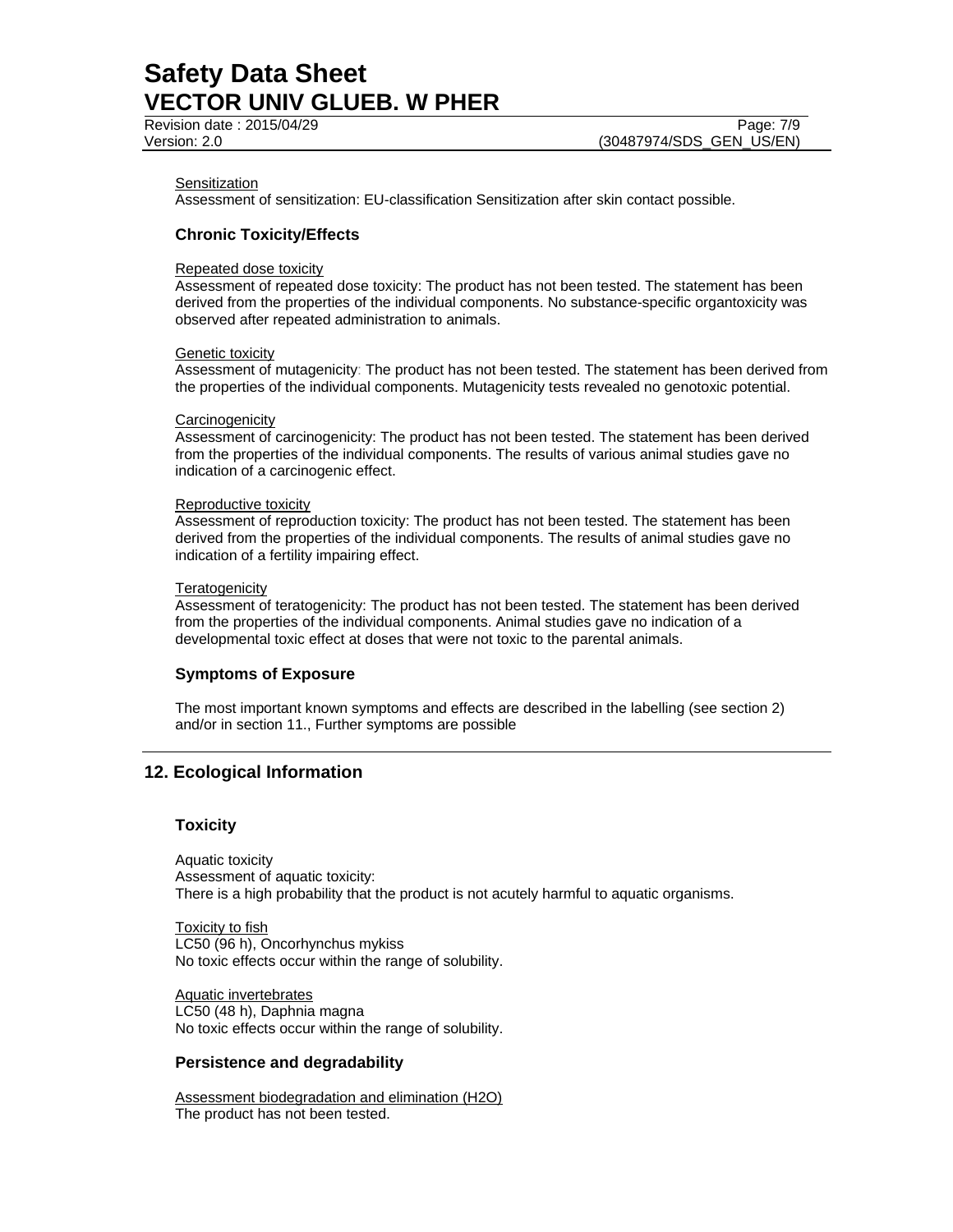Sensitization

Assessment of sensitization: EU-classification Sensitization after skin contact possible.

### Chronic Toxicity/Effects

Repeated dose toxicity

Assessment of repeated dose toxicity: The product has not been tested. The statement has been derived from the properties of the individual components. No substance-specific organtoxicity was observed after repeated administration to animals.

Genetic toxicity

Assessment of mutagenicity: The product has not been tested. The statement has been derived from the properties of the individual components. Mutagenicity tests revealed no genotoxic potential.

Carcinogenicity

Assessment of carcinogenicity: The product has not been tested. The statement has been derived from the properties of the individual components. The results of various animal studies gave no indication of a carcinogenic effect.

Reproductive toxicity

Assessment of reproduction toxicity: The product has not been tested. The statement has been derived from the properties of the individual components. The results of animal studies gave no indication of a fertility impairing effect.

Teratogenicity

Assessment of teratogenicity: The product has not been tested. The statement has been derived from the properties of the individual components. Animal studies gave no indication of a developmental toxic effect at doses that were not toxic to the parental animals.

### Symptoms of Exposure

The most important known symptoms and effects are described in the labelling (see section 2) and/or in section 11., Further symptoms are possible

## 12. Ecological Information

### Toxicity

Aquatic toxicity
Assessment of aquatic toxicity:
There is a high probability that the product is not acutely harmful to aquatic organisms.

Toxicity to fish
LC50 (96 h), Oncorhynchus mykiss
No toxic effects occur within the range of solubility.

Aquatic invertebrates
LC50 (48 h), Daphnia magna
No toxic effects occur within the range of solubility.

### Persistence and degradability

Assessment biodegradation and elimination ($H_2O$)
The product has not been tested.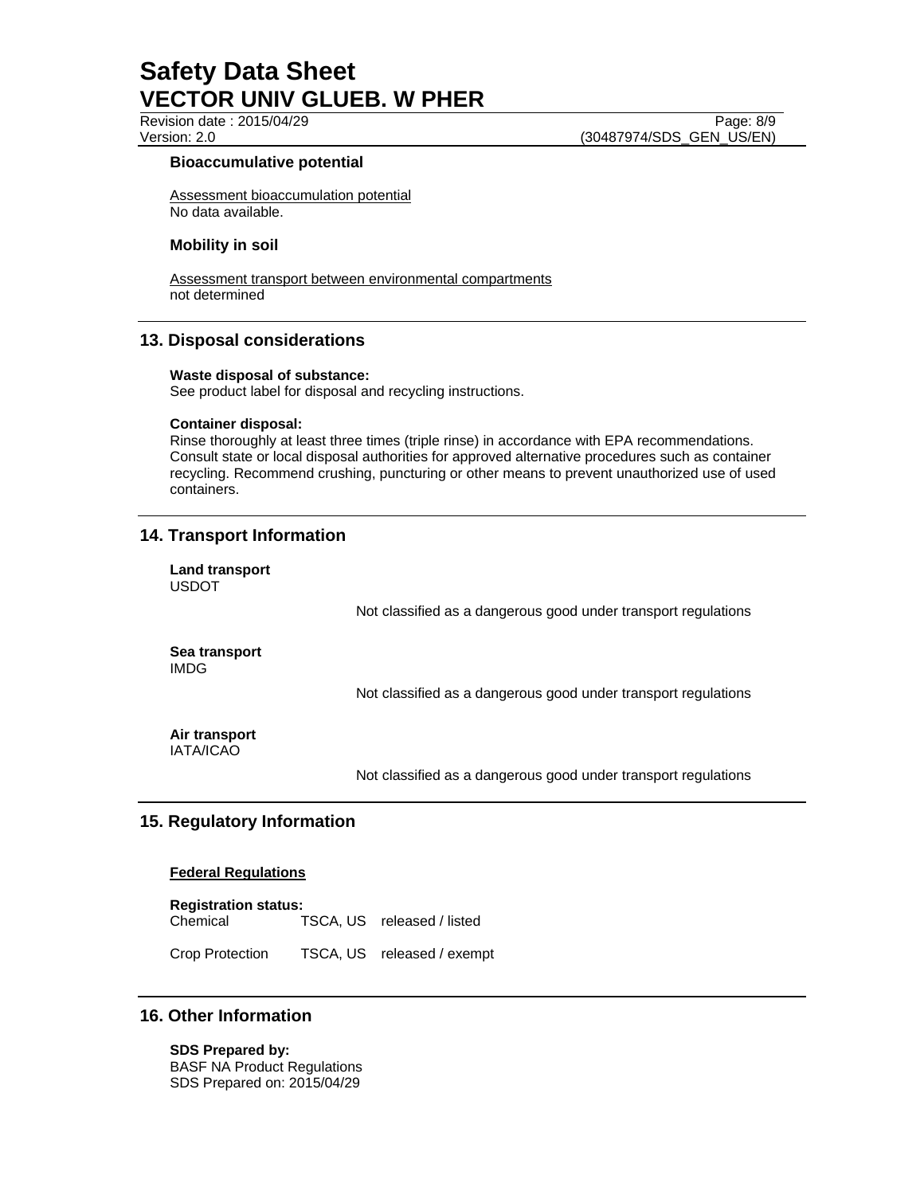### Bioaccumulative potential

Assessment bioaccumulation potential
No data available.

### Mobility in soil

Assessment transport between environmental compartments
not determined

## 13. Disposal considerations

**Waste disposal of substance:**
See product label for disposal and recycling instructions.

**Container disposal:**
Rinse thoroughly at least three times (triple rinse) in accordance with EPA recommendations. Consult state or local disposal authorities for approved alternative procedures such as container recycling. Recommend crushing, puncturing or other means to prevent unauthorized use of used containers.

## 14. Transport Information

**Land transport**
USDOT

Not classified as a dangerous good under transport regulations

**Sea transport**
IMDG

Not classified as a dangerous good under transport regulations

**Air transport**
IATA/ICAO

Not classified as a dangerous good under transport regulations

## 15. Regulatory Information

**Federal Regulations**

**Registration status:**

| | | |
|---|---|---|
| Chemical | TSCA, US | released / listed |
| Crop Protection | TSCA, US | released / exempt |

## 16. Other Information

**SDS Prepared by:**
BASF NA Product Regulations
SDS Prepared on: 2015/04/29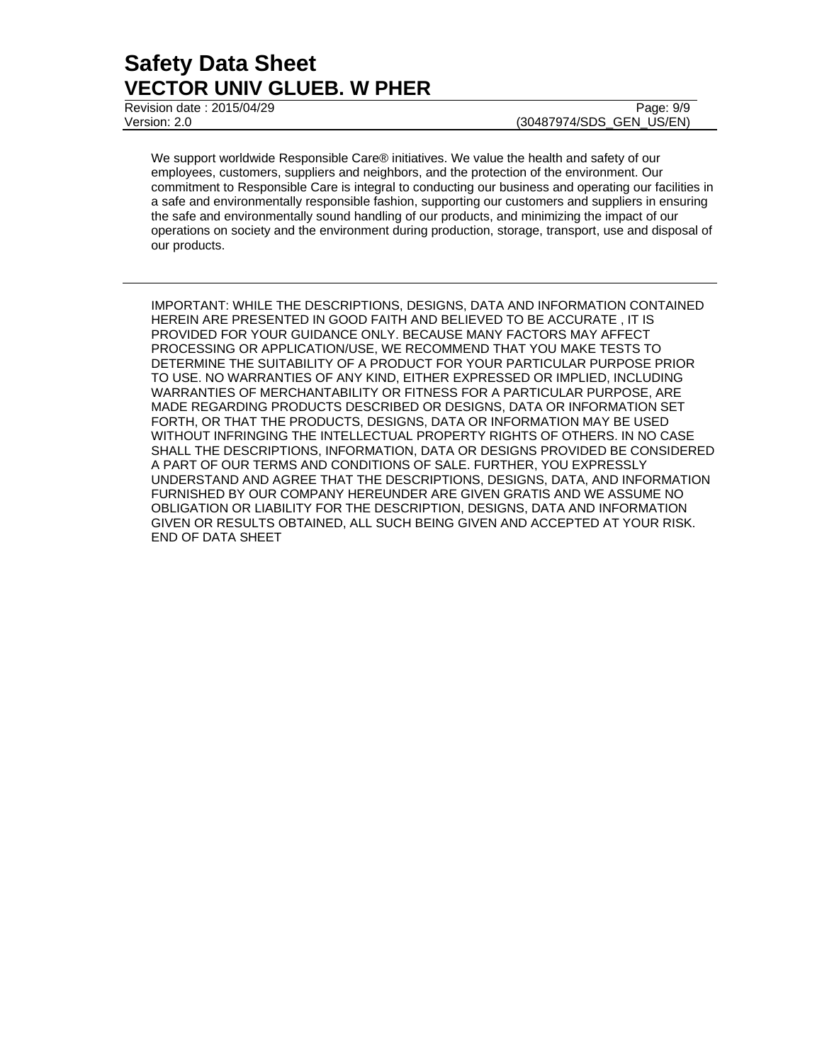We support worldwide Responsible Care® initiatives. We value the health and safety of our employees, customers, suppliers and neighbors, and the protection of the environment. Our commitment to Responsible Care is integral to conducting our business and operating our facilities in a safe and environmentally responsible fashion, supporting our customers and suppliers in ensuring the safe and environmentally sound handling of our products, and minimizing the impact of our operations on society and the environment during production, storage, transport, use and disposal of our products.

---

IMPORTANT: WHILE THE DESCRIPTIONS, DESIGNS, DATA AND INFORMATION CONTAINED HEREIN ARE PRESENTED IN GOOD FAITH AND BELIEVED TO BE ACCURATE , IT IS PROVIDED FOR YOUR GUIDANCE ONLY. BECAUSE MANY FACTORS MAY AFFECT PROCESSING OR APPLICATION/USE, WE RECOMMEND THAT YOU MAKE TESTS TO DETERMINE THE SUITABILITY OF A PRODUCT FOR YOUR PARTICULAR PURPOSE PRIOR TO USE. NO WARRANTIES OF ANY KIND, EITHER EXPRESSED OR IMPLIED, INCLUDING WARRANTIES OF MERCHANTABILITY OR FITNESS FOR A PARTICULAR PURPOSE, ARE MADE REGARDING PRODUCTS DESCRIBED OR DESIGNS, DATA OR INFORMATION SET FORTH, OR THAT THE PRODUCTS, DESIGNS, DATA OR INFORMATION MAY BE USED WITHOUT INFRINGING THE INTELLECTUAL PROPERTY RIGHTS OF OTHERS. IN NO CASE SHALL THE DESCRIPTIONS, INFORMATION, DATA OR DESIGNS PROVIDED BE CONSIDERED A PART OF OUR TERMS AND CONDITIONS OF SALE. FURTHER, YOU EXPRESSLY UNDERSTAND AND AGREE THAT THE DESCRIPTIONS, DESIGNS, DATA, AND INFORMATION FURNISHED BY OUR COMPANY HEREUNDER ARE GIVEN GRATIS AND WE ASSUME NO OBLIGATION OR LIABILITY FOR THE DESCRIPTION, DESIGNS, DATA AND INFORMATION GIVEN OR RESULTS OBTAINED, ALL SUCH BEING GIVEN AND ACCEPTED AT YOUR RISK.
END OF DATA SHEET